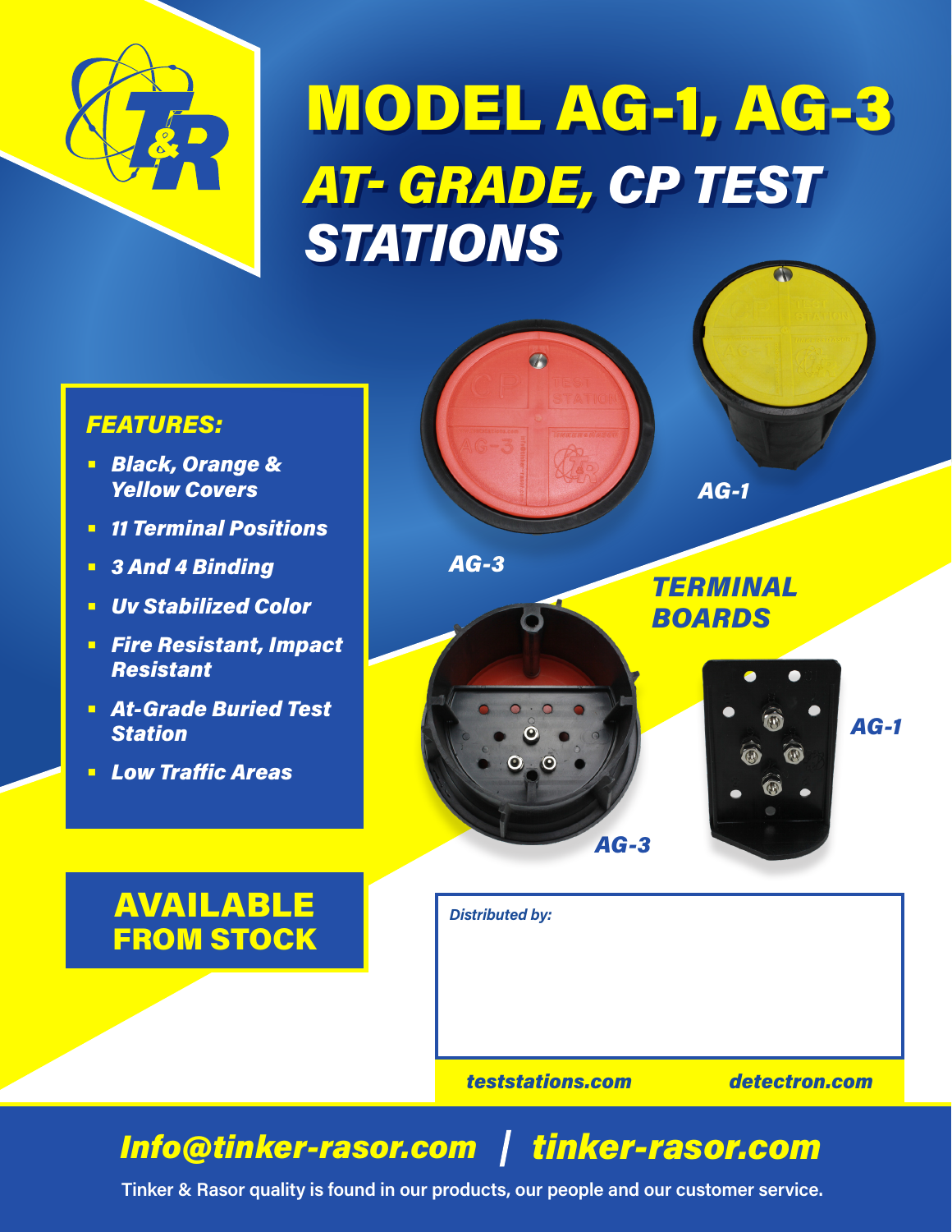# MODEL AG-1, AG-3

## *AT- GRADE,* CP TEST STATIONS

### *FEATURES:*

- ***Black, Orange & Yellow Covers***
- ***11 Terminal Positions***
- ***3 And 4 Binding***
- ***Uv Stabilized Color***
- ***Fire Resistant, Impact Resistant***
- ***At-Grade Buried Test Station***
- ***Low Traffic Areas***

***AG-3***

***AG-1***

***TERMINAL BOARDS***

***AG-3***

***AG-1***

## AVAILABLE FROM STOCK

*Distributed by:*

***teststations.com*** ***detectron.com***

***Info@tinker-rasor.com | tinker-rasor.com***

**Tinker & Rasor quality is found in our products, our people and our customer service.**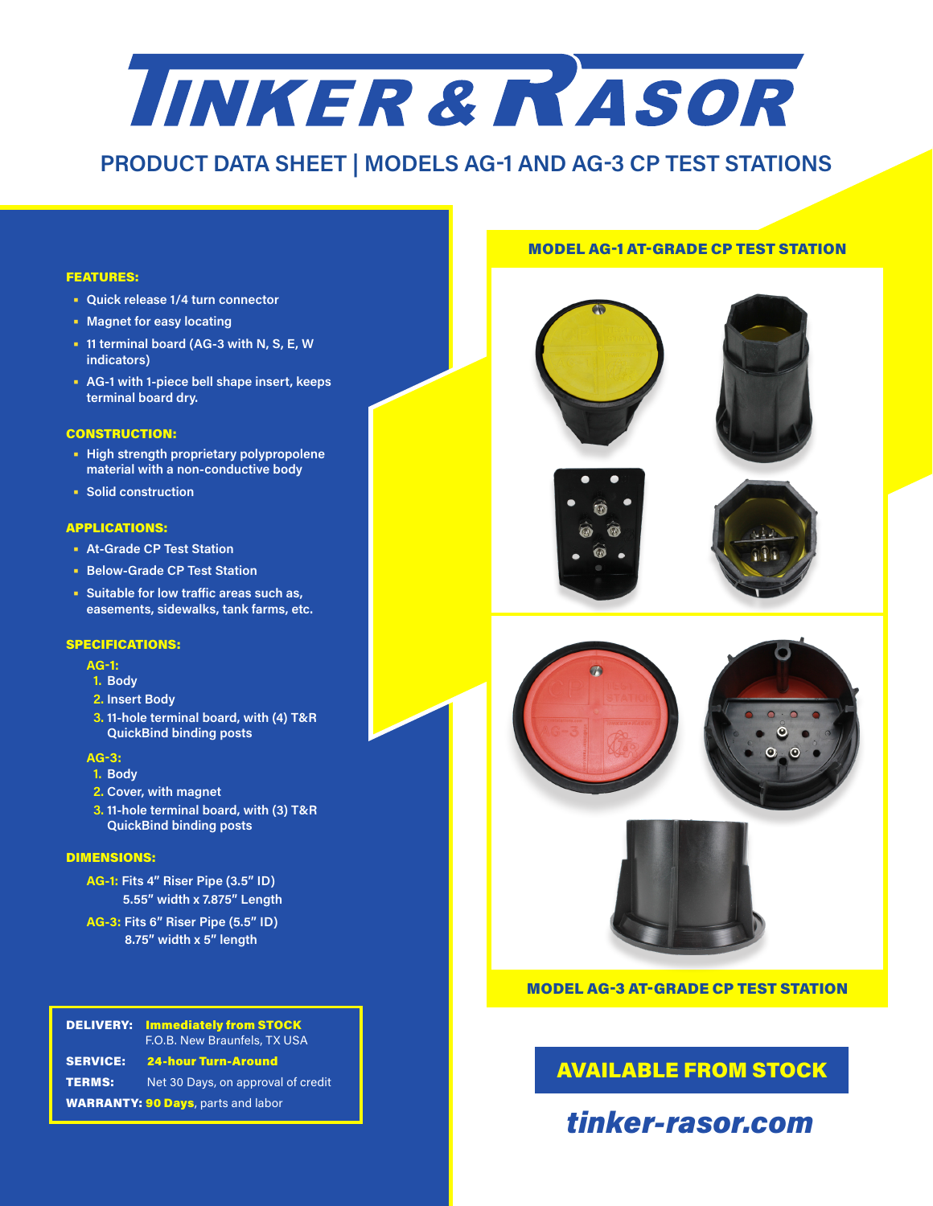# TINKER & RASOR

## PRODUCT DATA SHEET | MODELS AG-1 AND AG-3 CP TEST STATIONS

### FEATURES:

- Quick release 1/4 turn connector
- Magnet for easy locating
- 11 terminal board (AG-3 with N, S, E, W indicators)
- AG-1 with 1-piece bell shape insert, keeps terminal board dry.

### CONSTRUCTION:

- High strength proprietary polypropolene material with a non-conductive body
- Solid construction

### APPLICATIONS:

- At-Grade CP Test Station
- Below-Grade CP Test Station
- Suitable for low traffic areas such as, easements, sidewalks, tank farms, etc.

### SPECIFICATIONS:

**AG-1:**

1. Body
2. Insert Body
3. 11-hole terminal board, with (4) T&R QuickBind binding posts

**AG-3:**

1. Body
2. Cover, with magnet
3. 11-hole terminal board, with (3) T&R QuickBind binding posts

### DIMENSIONS:

**AG-1:** Fits 4" Riser Pipe (3.5" ID)
5.55" width x 7.875" Length

**AG-3:** Fits 6" Riser Pipe (5.5" ID)
8.75" width x 5" length

**DELIVERY:** **Immediately from STOCK**
F.O.B. New Braunfels, TX USA

**SERVICE:** **24-hour Turn-Around**

**TERMS:** Net 30 Days, on approval of credit

**WARRANTY:** **90 Days**, parts and labor

MODEL AG-1 AT-GRADE CP TEST STATION

MODEL AG-3 AT-GRADE CP TEST STATION

**AVAILABLE FROM STOCK**

*tinker-rasor.com*